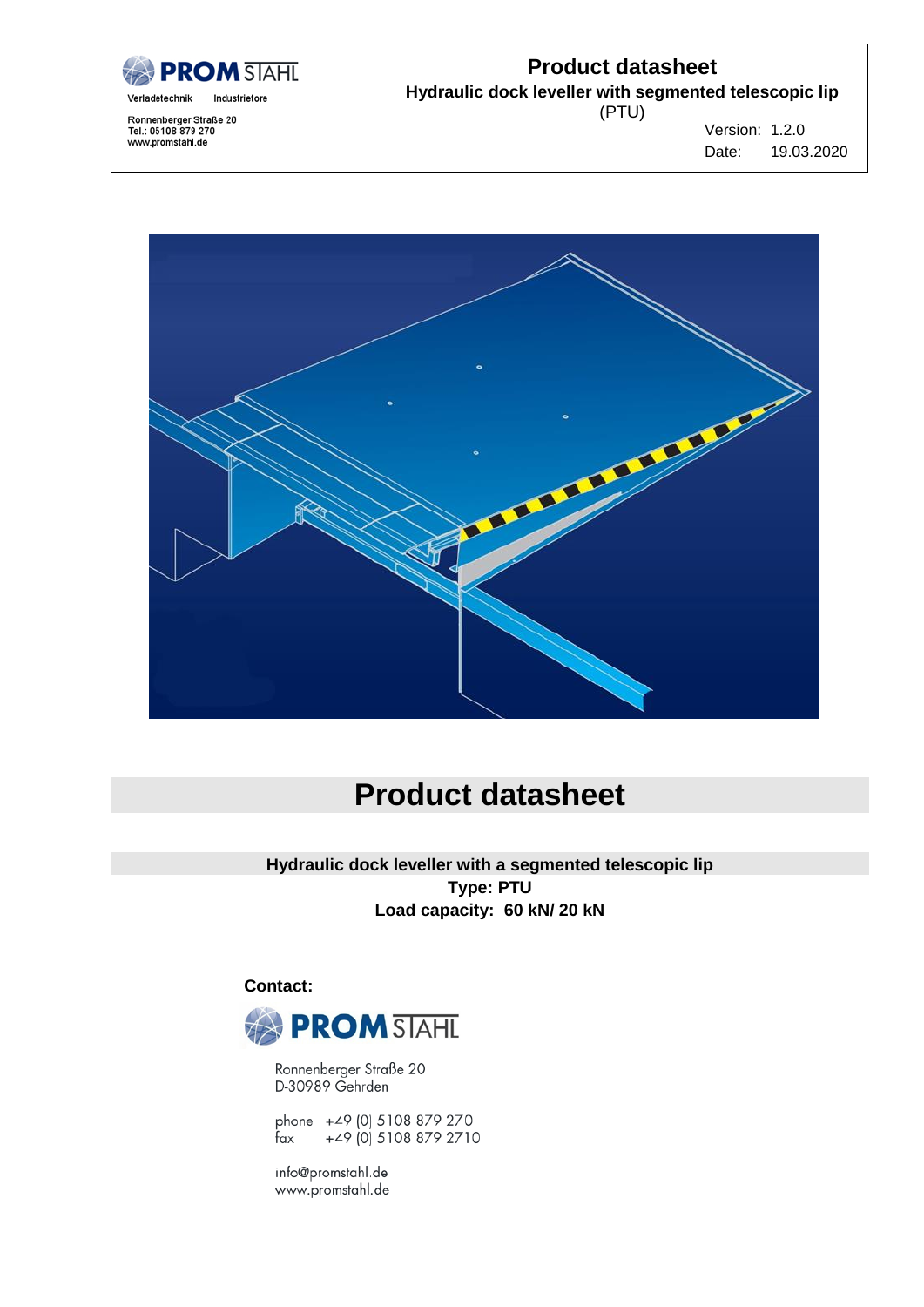# Product datasheet

**Hydraulic dock leveller with a segmented telescopic lip**

**Type: PTU**

**Load capacity: 60 kN/ 20 kN**

**Contact:**

PROM STAHL

Ronnenberger Straße 20
D-30989 Gehrden

phone +49 (0) 5108 879 270
fax +49 (0) 5108 879 2710

info@promstahl.de
www.promstahl.de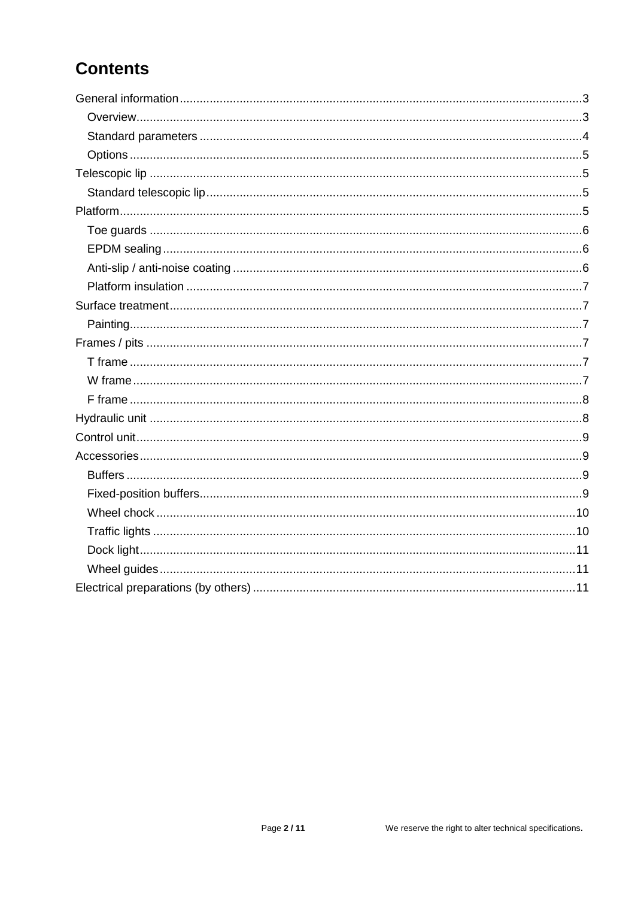# Contents

- General information ........ 3
  - Overview ........ 3
  - Standard parameters ........ 4
  - Options ........ 5
- Telescopic lip ........ 5
  - Standard telescopic lip ........ 5
- Platform ........ 5
  - Toe guards ........ 6
  - EPDM sealing ........ 6
  - Anti-slip / anti-noise coating ........ 6
  - Platform insulation ........ 7
- Surface treatment ........ 7
  - Painting ........ 7
- Frames / pits ........ 7
  - T frame ........ 7
  - W frame ........ 7
  - F frame ........ 8
- Hydraulic unit ........ 8
- Control unit ........ 9
- Accessories ........ 9
  - Buffers ........ 9
  - Fixed-position buffers ........ 9
  - Wheel chock ........ 10
  - Traffic lights ........ 10
  - Dock light ........ 11
  - Wheel guides ........ 11
- Electrical preparations (by others) ........ 11

We reserve the right to alter technical specifications.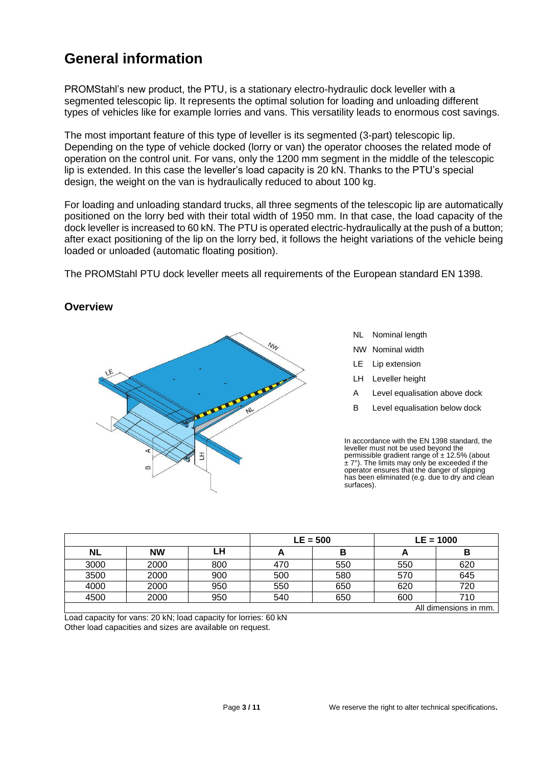# General information

PROMStahl's new product, the PTU, is a stationary electro-hydraulic dock leveller with a segmented telescopic lip. It represents the optimal solution for loading and unloading different types of vehicles like for example lorries and vans. This versatility leads to enormous cost savings.

The most important feature of this type of leveller is its segmented (3-part) telescopic lip. Depending on the type of vehicle docked (lorry or van) the operator chooses the related mode of operation on the control unit. For vans, only the 1200 mm segment in the middle of the telescopic lip is extended. In this case the leveller's load capacity is 20 kN. Thanks to the PTU's special design, the weight on the van is hydraulically reduced to about 100 kg.

For loading and unloading standard trucks, all three segments of the telescopic lip are automatically positioned on the lorry bed with their total width of 1950 mm. In that case, the load capacity of the dock leveller is increased to 60 kN. The PTU is operated electric-hydraulically at the push of a button; after exact positioning of the lip on the lorry bed, it follows the height variations of the vehicle being loaded or unloaded (automatic floating position).

The PROMStahl PTU dock leveller meets all requirements of the European standard EN 1398.

## Overview

- NL Nominal length
- NW Nominal width
- LE Lip extension
- LH Leveller height
- A Level equalisation above dock
- B Level equalisation below dock

In accordance with the EN 1398 standard, the leveller must not be used beyond the permissible gradient range of ± 12.5% (about ± 7°). The limits may only be exceeded if the operator ensures that the danger of slipping has been eliminated (e.g. due to dry and clean surfaces).

| | | | LE = 500 | | LE = 1000 | |
|---|---|---|---|---|---|---|
| **NL** | **NW** | **LH** | **A** | **B** | **A** | **B** |
| 3000 | 2000 | 800 | 470 | 550 | 550 | 620 |
| 3500 | 2000 | 900 | 500 | 580 | 570 | 645 |
| 4000 | 2000 | 950 | 550 | 650 | 620 | 720 |
| 4500 | 2000 | 950 | 540 | 650 | 600 | 710 |

All dimensions in mm.

Load capacity for vans: 20 kN; load capacity for lorries: 60 kN
Other load capacities and sizes are available on request.

We reserve the right to alter technical specifications.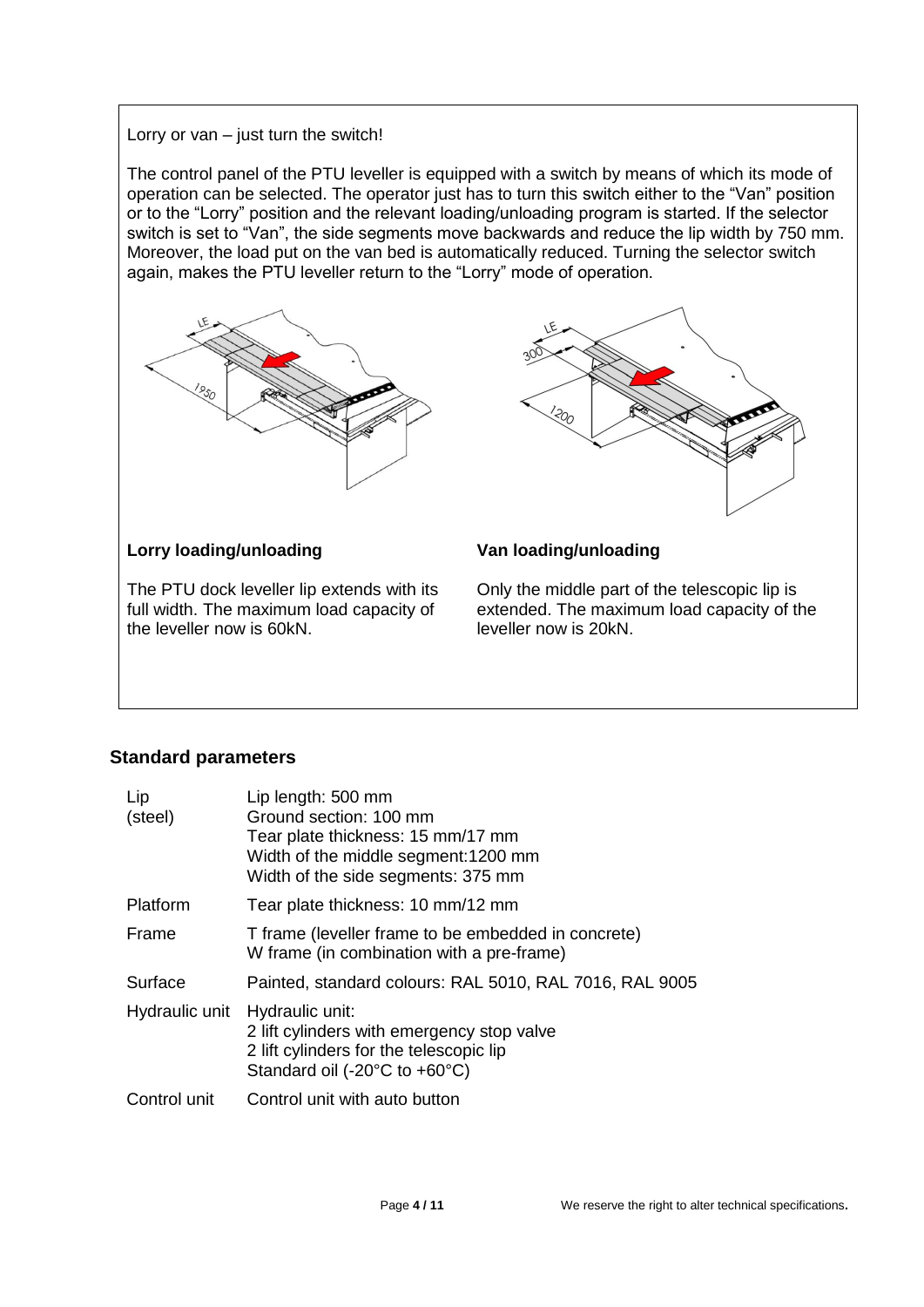Lorry or van – just turn the switch!

The control panel of the PTU leveller is equipped with a switch by means of which its mode of operation can be selected. The operator just has to turn this switch either to the “Van” position or to the “Lorry” position and the relevant loading/unloading program is started. If the selector switch is set to “Van”, the side segments move backwards and reduce the lip width by 750 mm. Moreover, the load put on the van bed is automatically reduced. Turning the selector switch again, makes the PTU leveller return to the “Lorry” mode of operation.

**Lorry loading/unloading**

The PTU dock leveller lip extends with its full width. The maximum load capacity of the leveller now is 60kN.

**Van loading/unloading**

Only the middle part of the telescopic lip is extended. The maximum load capacity of the leveller now is 20kN.

## Standard parameters

| | |
|---|---|
| Lip (steel) | Lip length: 500 mm<br>Ground section: 100 mm<br>Tear plate thickness: 15 mm/17 mm<br>Width of the middle segment:1200 mm<br>Width of the side segments: 375 mm |
| Platform | Tear plate thickness: 10 mm/12 mm |
| Frame | T frame (leveller frame to be embedded in concrete)<br>W frame (in combination with a pre-frame) |
| Surface | Painted, standard colours: RAL 5010, RAL 7016, RAL 9005 |
| Hydraulic unit | Hydraulic unit:<br>2 lift cylinders with emergency stop valve<br>2 lift cylinders for the telescopic lip<br>Standard oil (-20°C to +60°C) |
| Control unit | Control unit with auto button |

We reserve the right to alter technical specifications.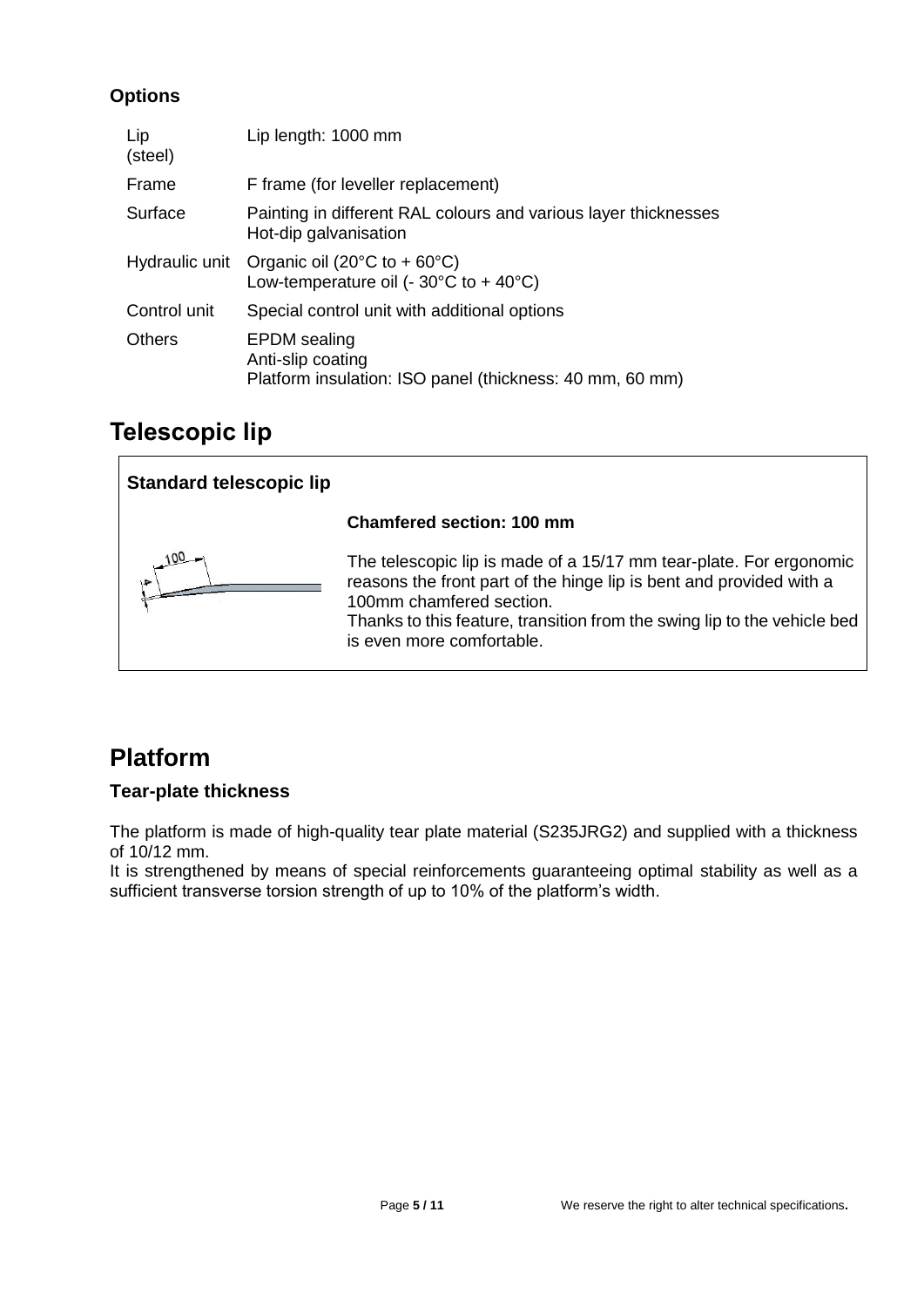### Options

| | |
|---|---|
| Lip (steel) | Lip length: 1000 mm |
| Frame | F frame (for leveller replacement) |
| Surface | Painting in different RAL colours and various layer thicknesses<br>Hot-dip galvanisation |
| Hydraulic unit | Organic oil (20°C to + 60°C)<br>Low-temperature oil (- 30°C to + 40°C) |
| Control unit | Special control unit with additional options |
| Others | EPDM sealing<br>Anti-slip coating<br>Platform insulation: ISO panel (thickness: 40 mm, 60 mm) |

## Telescopic lip

### Standard telescopic lip

**Chamfered section: 100 mm**

The telescopic lip is made of a 15/17 mm tear-plate. For ergonomic reasons the front part of the hinge lip is bent and provided with a 100mm chamfered section.
Thanks to this feature, transition from the swing lip to the vehicle bed is even more comfortable.

## Platform

### Tear-plate thickness

The platform is made of high-quality tear plate material (S235JRG2) and supplied with a thickness of 10/12 mm.
It is strengthened by means of special reinforcements guaranteeing optimal stability as well as a sufficient transverse torsion strength of up to 10% of the platform's width.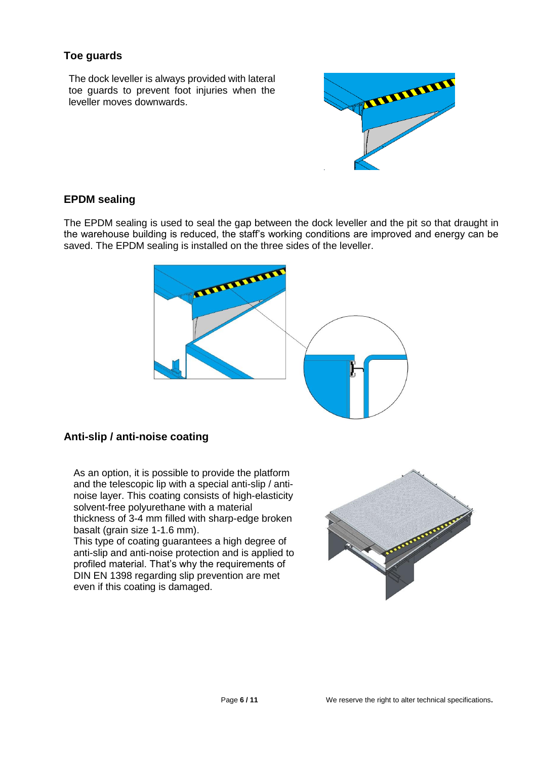## Toe guards

The dock leveller is always provided with lateral toe guards to prevent foot injuries when the leveller moves downwards.

## EPDM sealing

The EPDM sealing is used to seal the gap between the dock leveller and the pit so that draught in the warehouse building is reduced, the staff's working conditions are improved and energy can be saved. The EPDM sealing is installed on the three sides of the leveller.

## Anti-slip / anti-noise coating

As an option, it is possible to provide the platform and the telescopic lip with a special anti-slip / anti-noise layer. This coating consists of high-elasticity solvent-free polyurethane with a material thickness of 3-4 mm filled with sharp-edge broken basalt (grain size 1-1.6 mm).
This type of coating guarantees a high degree of anti-slip and anti-noise protection and is applied to profiled material. That's why the requirements of DIN EN 1398 regarding slip prevention are met even if this coating is damaged.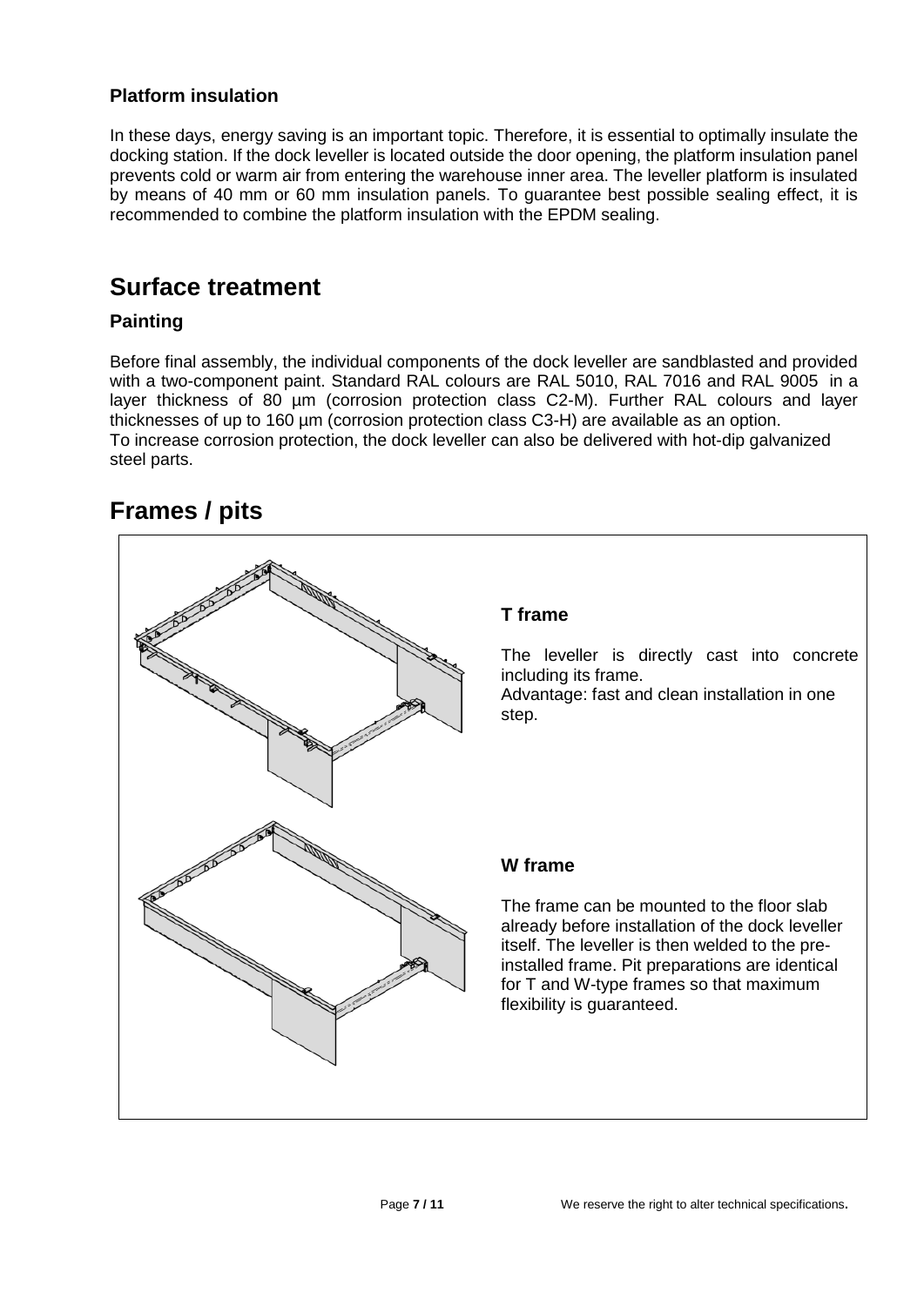### Platform insulation

In these days, energy saving is an important topic. Therefore, it is essential to optimally insulate the docking station. If the dock leveller is located outside the door opening, the platform insulation panel prevents cold or warm air from entering the warehouse inner area. The leveller platform is insulated by means of 40 mm or 60 mm insulation panels. To guarantee best possible sealing effect, it is recommended to combine the platform insulation with the EPDM sealing.

## Surface treatment

### Painting

Before final assembly, the individual components of the dock leveller are sandblasted and provided with a two-component paint. Standard RAL colours are RAL 5010, RAL 7016 and RAL 9005 in a layer thickness of 80 µm (corrosion protection class C2-M). Further RAL colours and layer thicknesses of up to 160 µm (corrosion protection class C3-H) are available as an option.
To increase corrosion protection, the dock leveller can also be delivered with hot-dip galvanized steel parts.

## Frames / pits

### T frame

The leveller is directly cast into concrete including its frame.
Advantage: fast and clean installation in one step.

### W frame

The frame can be mounted to the floor slab already before installation of the dock leveller itself. The leveller is then welded to the pre-installed frame. Pit preparations are identical for T and W-type frames so that maximum flexibility is guaranteed.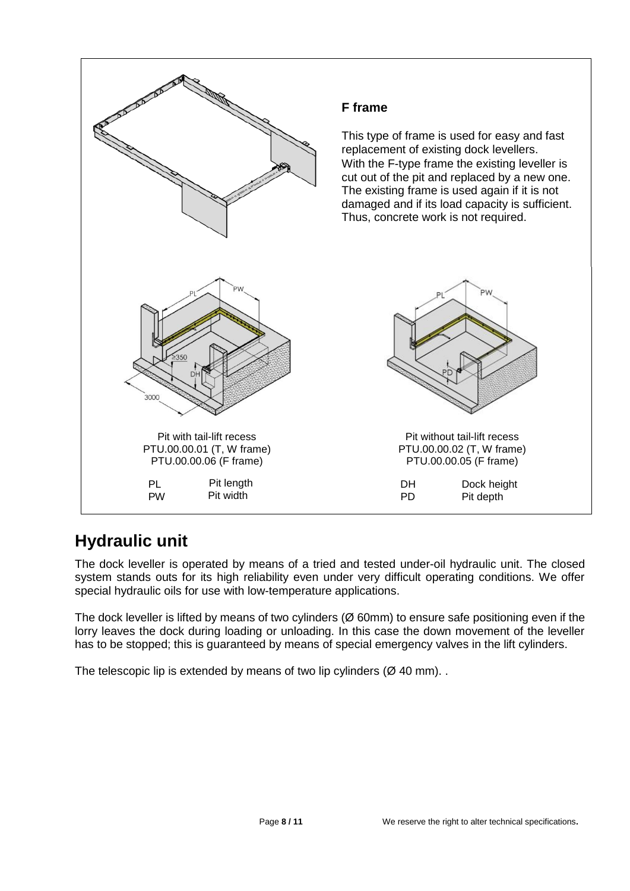### F frame

This type of frame is used for easy and fast replacement of existing dock levellers. With the F-type frame the existing leveller is cut out of the pit and replaced by a new one. The existing frame is used again if it is not damaged and if its load capacity is sufficient. Thus, concrete work is not required.

Pit with tail-lift recess
PTU.00.00.01 (T, W frame)
PTU.00.00.06 (F frame)

Pit without tail-lift recess
PTU.00.00.02 (T, W frame)
PTU.00.00.05 (F frame)

| | | | |
|---|---|---|---|
| PL | Pit length | DH | Dock height |
| PW | Pit width | PD | Pit depth |

## Hydraulic unit

The dock leveller is operated by means of a tried and tested under-oil hydraulic unit. The closed system stands outs for its high reliability even under very difficult operating conditions. We offer special hydraulic oils for use with low-temperature applications.

The dock leveller is lifted by means of two cylinders (Ø 60mm) to ensure safe positioning even if the lorry leaves the dock during loading or unloading. In this case the down movement of the leveller has to be stopped; this is guaranteed by means of special emergency valves in the lift cylinders.

The telescopic lip is extended by means of two lip cylinders (Ø 40 mm). .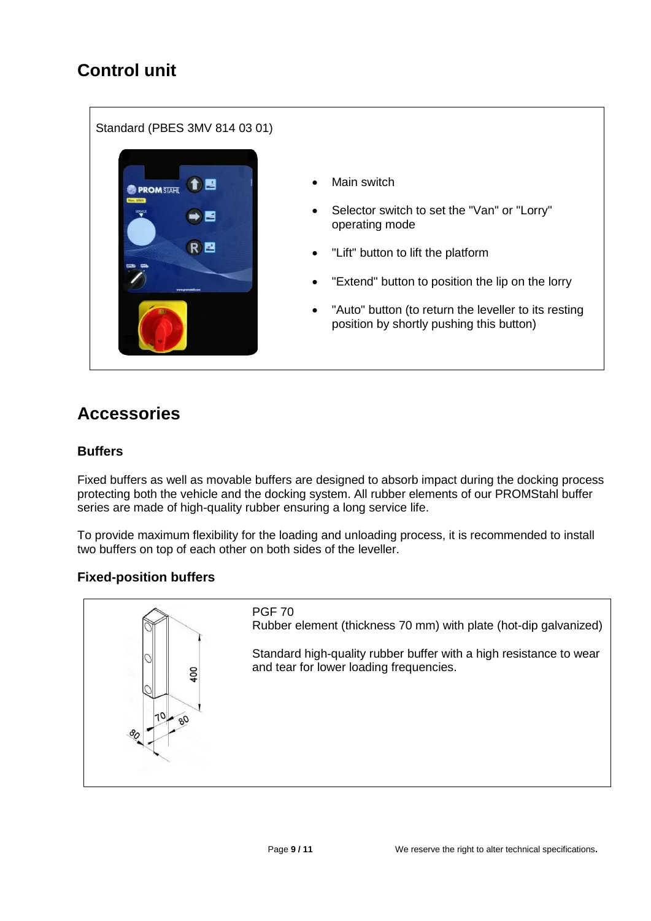## Control unit

Standard (PBES 3MV 814 03 01)

- Main switch
- Selector switch to set the "Van" or "Lorry" operating mode
- "Lift" button to lift the platform
- "Extend" button to position the lip on the lorry
- "Auto" button (to return the leveller to its resting position by shortly pushing this button)

## Accessories

### Buffers

Fixed buffers as well as movable buffers are designed to absorb impact during the docking process protecting both the vehicle and the docking system. All rubber elements of our PROMStahl buffer series are made of high-quality rubber ensuring a long service life.

To provide maximum flexibility for the loading and unloading process, it is recommended to install two buffers on top of each other on both sides of the leveller.

### Fixed-position buffers

PGF 70
Rubber element (thickness 70 mm) with plate (hot-dip galvanized)

Standard high-quality rubber buffer with a high resistance to wear and tear for lower loading frequencies.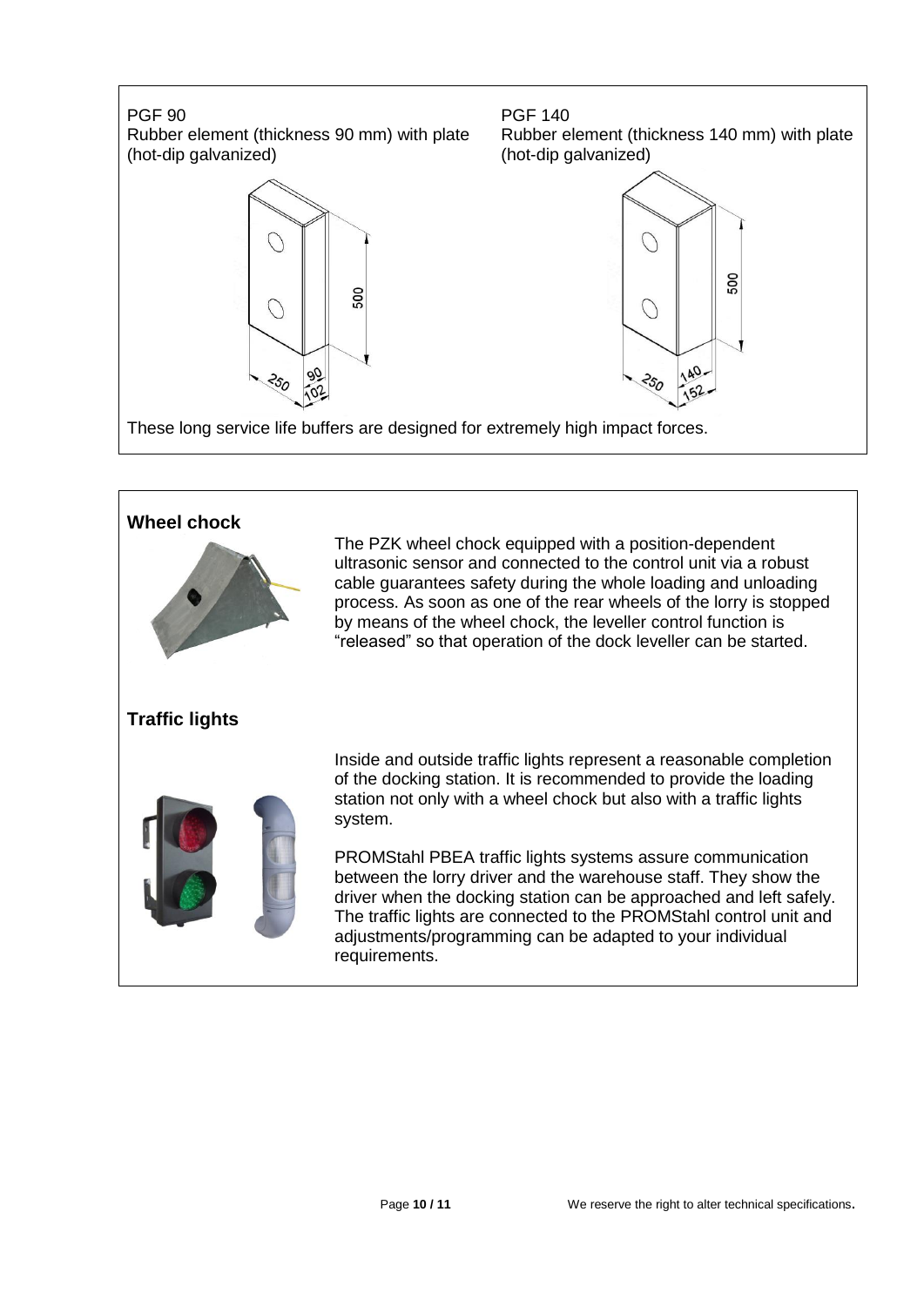PGF 90
Rubber element (thickness 90 mm) with plate (hot-dip galvanized)

PGF 140
Rubber element (thickness 140 mm) with plate (hot-dip galvanized)

These long service life buffers are designed for extremely high impact forces.

**Wheel chock**

The PZK wheel chock equipped with a position-dependent ultrasonic sensor and connected to the control unit via a robust cable guarantees safety during the whole loading and unloading process. As soon as one of the rear wheels of the lorry is stopped by means of the wheel chock, the leveller control function is "released" so that operation of the dock leveller can be started.

**Traffic lights**

Inside and outside traffic lights represent a reasonable completion of the docking station. It is recommended to provide the loading station not only with a wheel chock but also with a traffic lights system.

PROMStahl PBEA traffic lights systems assure communication between the lorry driver and the warehouse staff. They show the driver when the docking station can be approached and left safely. The traffic lights are connected to the PROMStahl control unit and adjustments/programming can be adapted to your individual requirements.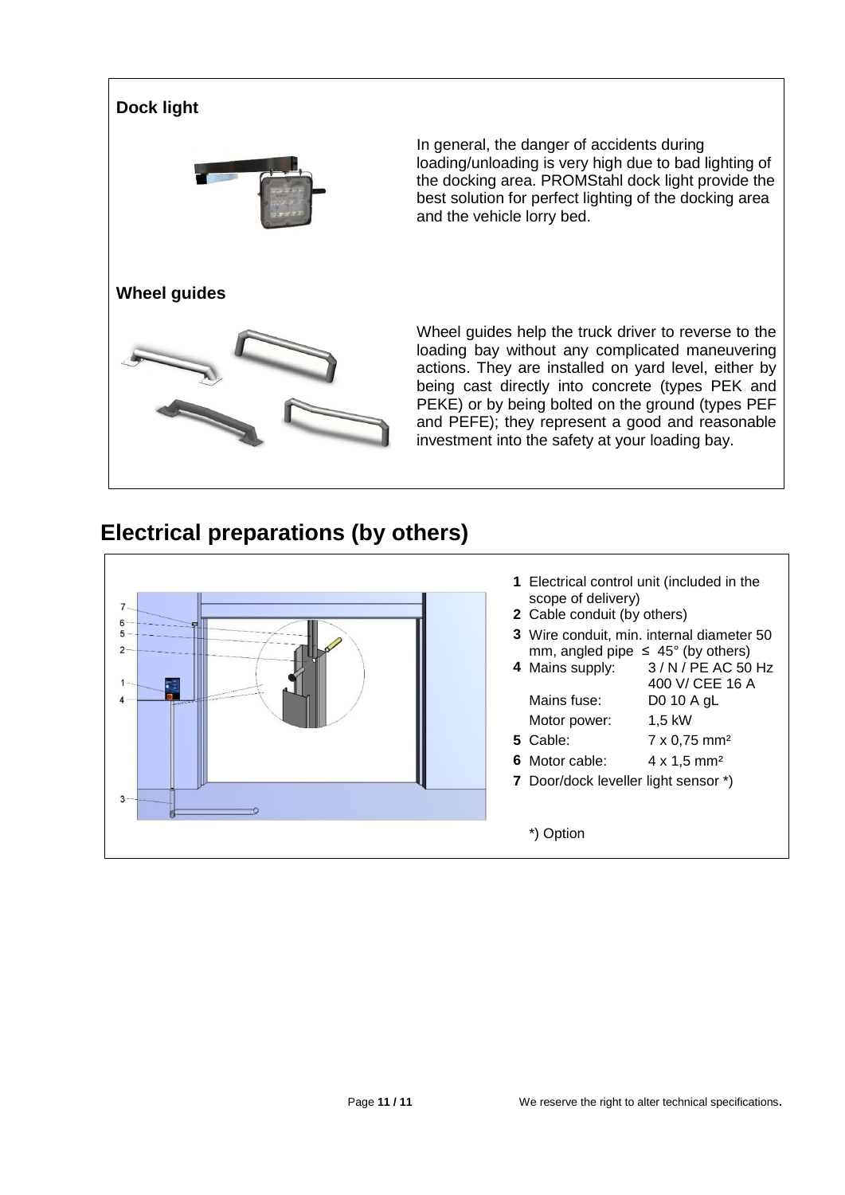## Dock light

In general, the danger of accidents during loading/unloading is very high due to bad lighting of the docking area. PROMStahl dock light provide the best solution for perfect lighting of the docking area and the vehicle lorry bed.

## Wheel guides

Wheel guides help the truck driver to reverse to the loading bay without any complicated maneuvering actions. They are installed on yard level, either by being cast directly into concrete (types PEK and PEKE) or by being bolted on the ground (types PEF and PEFE); they represent a good and reasonable investment into the safety at your loading bay.

# Electrical preparations (by others)

7
6
5
2
1
4
3

**1** Electrical control unit (included in the scope of delivery)
**2** Cable conduit (by others)
**3** Wire conduit, min. internal diameter 50 mm, angled pipe ≤ 45° (by others)
**4** Mains supply: 3 / N / PE AC 50 Hz 400 V/ CEE 16 A
Mains fuse: D0 10 A gL
Motor power: 1,5 kW
**5** Cable: 7 x 0,75 mm²
**6** Motor cable: 4 x 1,5 mm²
**7** Door/dock leveller light sensor *)

*) Option

We reserve the right to alter technical specifications.